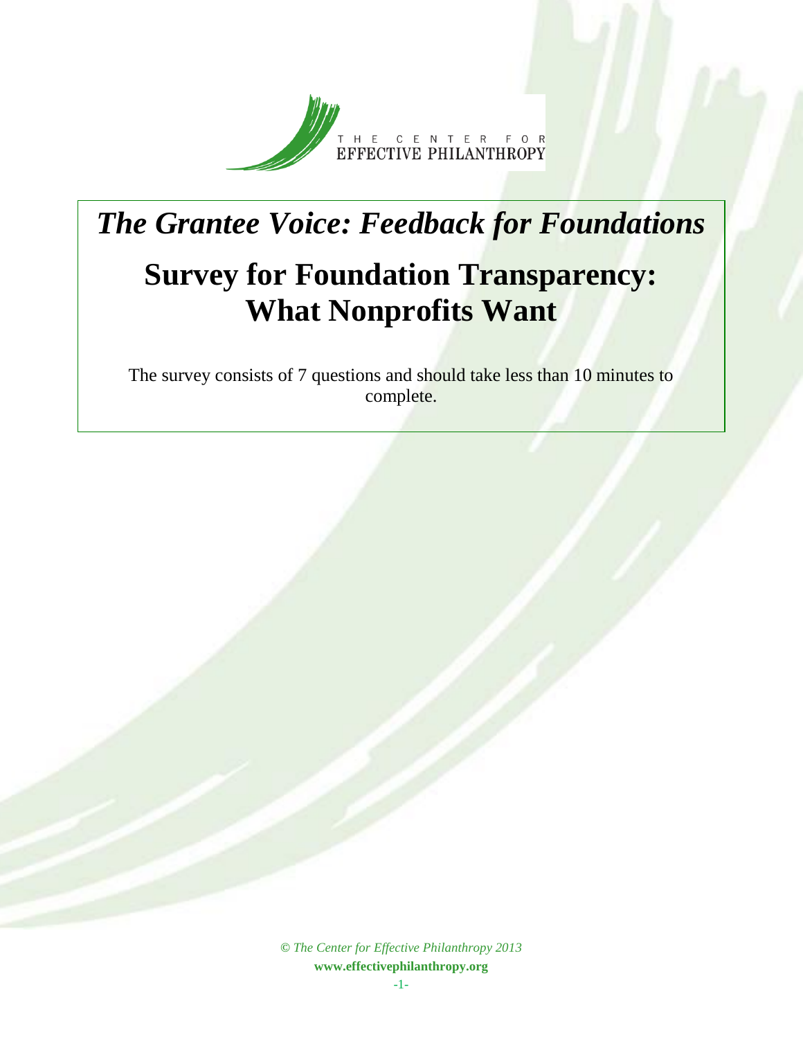THE CENTER FOR EFFECTIVE PHILANTHROPY

# *The Grantee Voice: Feedback for Foundations*

# Survey for Foundation Transparency: What Nonprofits Want

The survey consists of 7 questions and should take less than 10 minutes to complete.

*© The Center for Effective Philanthropy 2013*
**www.effectivephilanthropy.org**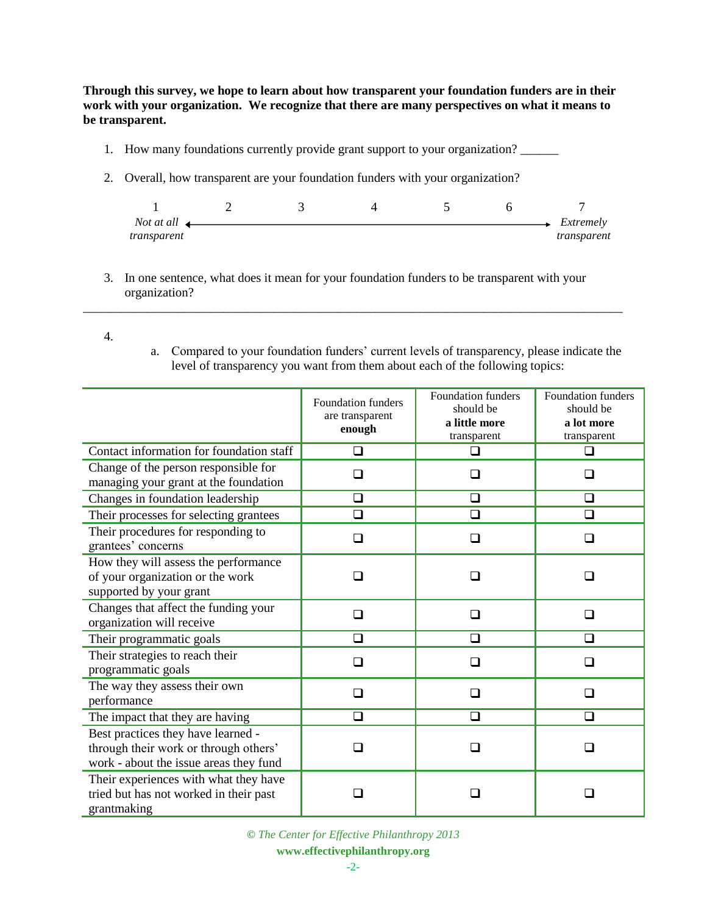**Through this survey, we hope to learn about how transparent your foundation funders are in their work with your organization. We recognize that there are many perspectives on what it means to be transparent.**

1. How many foundations currently provide grant support to your organization? ______

2. Overall, how transparent are your foundation funders with your organization?

| 1 | 2 | 3 | 4 | 5 | 6 | 7 |
|---|---|---|---|---|---|---|
| *Not at all transparent* | | | | | | *Extremely transparent* |

3. In one sentence, what does it mean for your foundation funders to be transparent with your organization?

_______________________________________________________________________________

4. 
   a. Compared to your foundation funders' current levels of transparency, please indicate the level of transparency you want from them about each of the following topics:

| | Foundation funders are transparent **enough** | Foundation funders should be **a little more** transparent | Foundation funders should be **a lot more** transparent |
|---|---|---|---|
| Contact information for foundation staff | ❑ | ❑ | ❑ |
| Change of the person responsible for managing your grant at the foundation | ❑ | ❑ | ❑ |
| Changes in foundation leadership | ❑ | ❑ | ❑ |
| Their processes for selecting grantees | ❑ | ❑ | ❑ |
| Their procedures for responding to grantees' concerns | ❑ | ❑ | ❑ |
| How they will assess the performance of your organization or the work supported by your grant | ❑ | ❑ | ❑ |
| Changes that affect the funding your organization will receive | ❑ | ❑ | ❑ |
| Their programmatic goals | ❑ | ❑ | ❑ |
| Their strategies to reach their programmatic goals | ❑ | ❑ | ❑ |
| The way they assess their own performance | ❑ | ❑ | ❑ |
| The impact that they are having | ❑ | ❑ | ❑ |
| Best practices they have learned - through their work or through others' work - about the issue areas they fund | ❑ | ❑ | ❑ |
| Their experiences with what they have tried but has not worked in their past grantmaking | ❑ | ❑ | ❑ |

*© The Center for Effective Philanthropy 2013*

**www.effectivephilanthropy.org**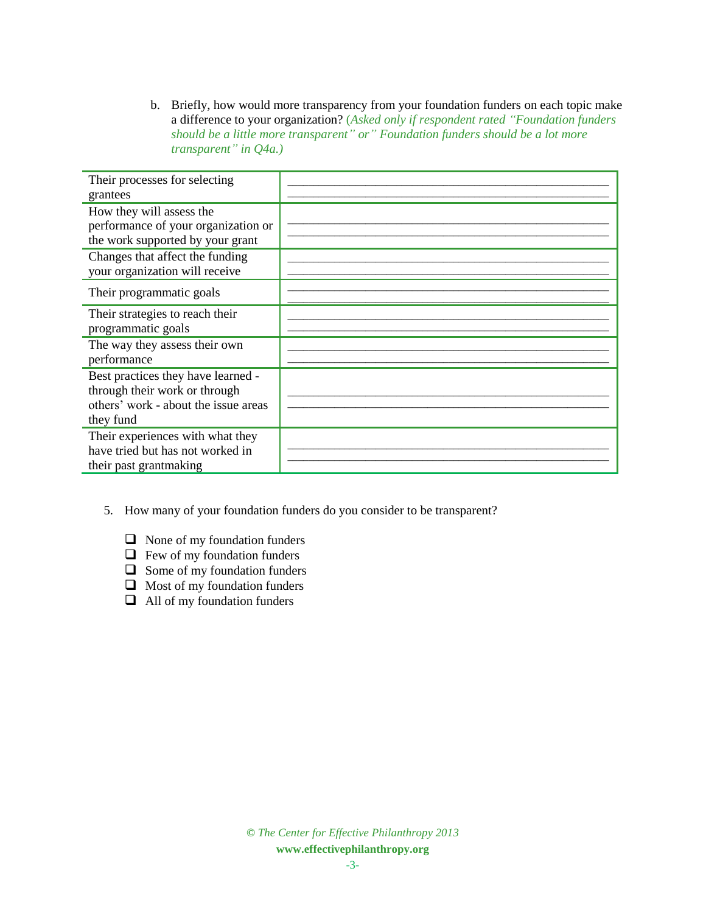b. Briefly, how would more transparency from your foundation funders on each topic make a difference to your organization? *(Asked only if respondent rated "Foundation funders should be a little more transparent" or" Foundation funders should be a lot more transparent" in Q4a.)*

| | |
|---|---|
| Their processes for selecting grantees | ______________________________ |
| How they will assess the performance of your organization or the work supported by your grant | ______________________________ |
| Changes that affect the funding your organization will receive | ______________________________ |
| Their programmatic goals | ______________________________ |
| Their strategies to reach their programmatic goals | ______________________________ |
| The way they assess their own performance | ______________________________ |
| Best practices they have learned - through their work or through others' work - about the issue areas they fund | ______________________________ |
| Their experiences with what they have tried but has not worked in their past grantmaking | ______________________________ |

5. How many of your foundation funders do you consider to be transparent?

- ☐ None of my foundation funders
- ☐ Few of my foundation funders
- ☐ Some of my foundation funders
- ☐ Most of my foundation funders
- ☐ All of my foundation funders

*© The Center for Effective Philanthropy 2013*
**www.effectivephilanthropy.org**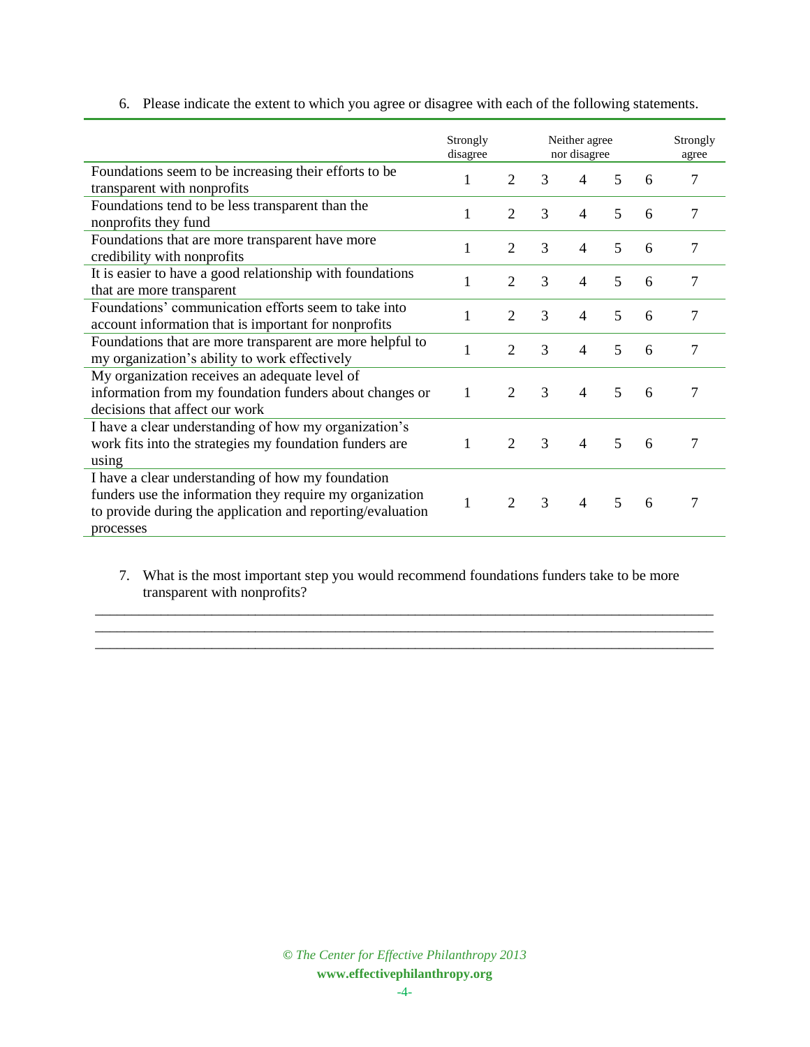6. Please indicate the extent to which you agree or disagree with each of the following statements.

| | Strongly disagree | | | Neither agree nor disagree | | | Strongly agree |
|---|---|---|---|---|---|---|---|
| Foundations seem to be increasing their efforts to be transparent with nonprofits | 1 | 2 | 3 | 4 | 5 | 6 | 7 |
| Foundations tend to be less transparent than the nonprofits they fund | 1 | 2 | 3 | 4 | 5 | 6 | 7 |
| Foundations that are more transparent have more credibility with nonprofits | 1 | 2 | 3 | 4 | 5 | 6 | 7 |
| It is easier to have a good relationship with foundations that are more transparent | 1 | 2 | 3 | 4 | 5 | 6 | 7 |
| Foundations' communication efforts seem to take into account information that is important for nonprofits | 1 | 2 | 3 | 4 | 5 | 6 | 7 |
| Foundations that are more transparent are more helpful to my organization's ability to work effectively | 1 | 2 | 3 | 4 | 5 | 6 | 7 |
| My organization receives an adequate level of information from my foundation funders about changes or decisions that affect our work | 1 | 2 | 3 | 4 | 5 | 6 | 7 |
| I have a clear understanding of how my organization's work fits into the strategies my foundation funders are using | 1 | 2 | 3 | 4 | 5 | 6 | 7 |
| I have a clear understanding of how my foundation funders use the information they require my organization to provide during the application and reporting/evaluation processes | 1 | 2 | 3 | 4 | 5 | 6 | 7 |

7. What is the most important step you would recommend foundations funders take to be more transparent with nonprofits?

______________________________________________________________________________

______________________________________________________________________________

______________________________________________________________________________

*© The Center for Effective Philanthropy 2013*

**www.effectivephilanthropy.org**